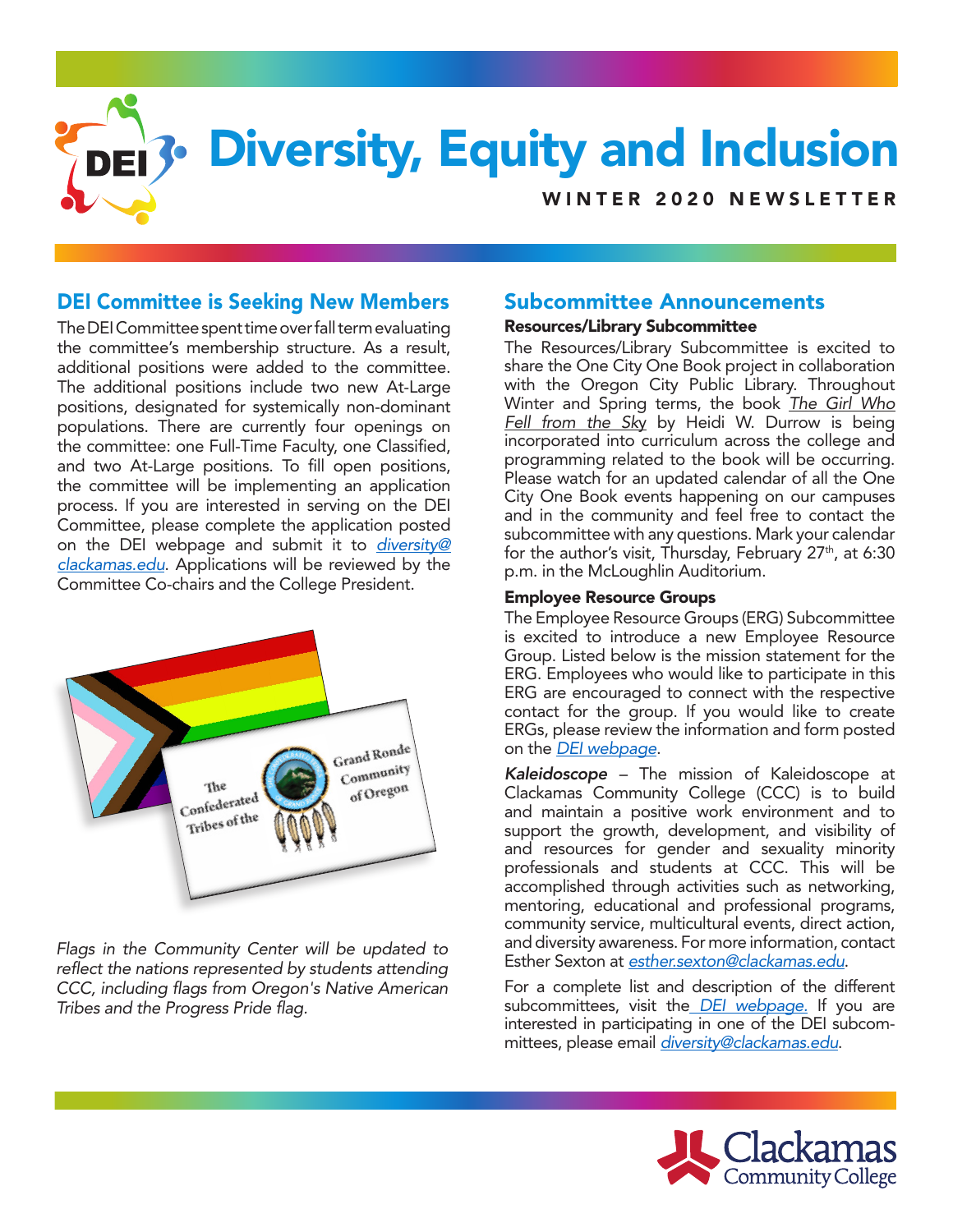# Diversity, Equity and Inclusion

WINTER 2020 NEWSLETTER

## DEI Committee is Seeking New Members

The DEI Committee spent time over fall term evaluating the committee's membership structure. As a result, additional positions were added to the committee. The additional positions include two new At-Large positions, designated for systemically non-dominant populations. There are currently four openings on the committee: one Full-Time Faculty, one Classified, and two At-Large positions. To fill open positions, the committee will be implementing an application process. If you are interested in serving on the DEI Committee, please complete the application posted on the DEI webpage and submit it to *diversity@clackamas.edu*. Applications will be reviewed by the Committee Co-chairs and the College President.

*Flags in the Community Center will be updated to reflect the nations represented by students attending CCC, including flags from Oregon's Native American Tribes and the Progress Pride flag.*

## Subcommittee Announcements

### Resources/Library Subcommittee

The Resources/Library Subcommittee is excited to share the One City One Book project in collaboration with the Oregon City Public Library. Throughout Winter and Spring terms, the book *The Girl Who Fell from the Sky* by Heidi W. Durrow is being incorporated into curriculum across the college and programming related to the book will be occurring. Please watch for an updated calendar of all the One City One Book events happening on our campuses and in the community and feel free to contact the subcommittee with any questions. Mark your calendar for the author's visit, Thursday, February 27th, at 6:30 p.m. in the McLoughlin Auditorium.

### Employee Resource Groups

The Employee Resource Groups (ERG) Subcommittee is excited to introduce a new Employee Resource Group. Listed below is the mission statement for the ERG. Employees who would like to participate in this ERG are encouraged to connect with the respective contact for the group. If you would like to create ERGs, please review the information and form posted on the DEI webpage.

***Kaleidoscope*** – The mission of Kaleidoscope at Clackamas Community College (CCC) is to build and maintain a positive work environment and to support the growth, development, and visibility of and resources for gender and sexuality minority professionals and students at CCC. This will be accomplished through activities such as networking, mentoring, educational and professional programs, community service, multicultural events, direct action, and diversity awareness. For more information, contact Esther Sexton at *esther.sexton@clackamas.edu*.

For a complete list and description of the different subcommittees, visit the DEI webpage. If you are interested in participating in one of the DEI subcommittees, please email *diversity@clackamas.edu*.

Clackamas Community College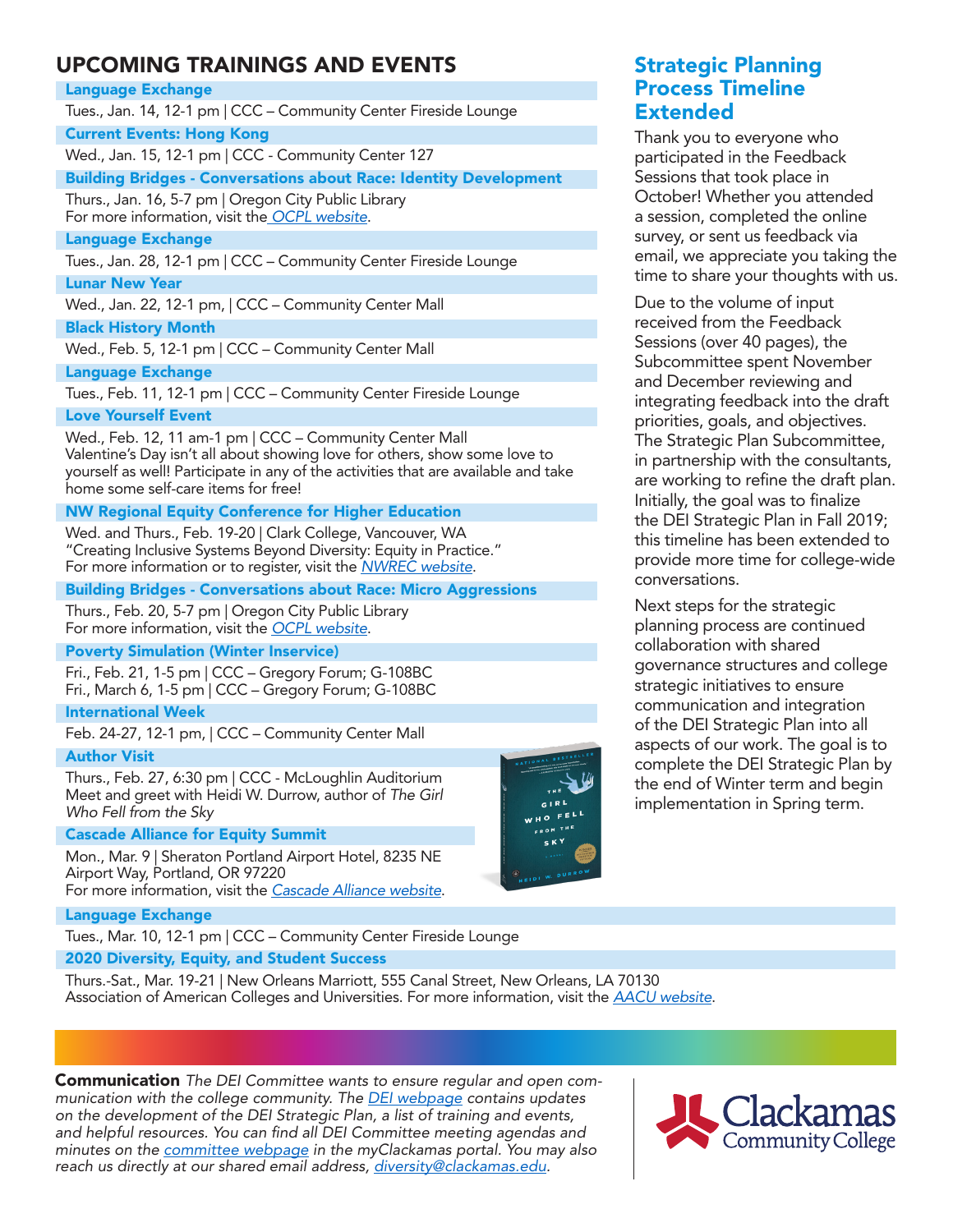## UPCOMING TRAININGS AND EVENTS

**Language Exchange**

Tues., Jan. 14, 12-1 pm | CCC – Community Center Fireside Lounge

**Current Events: Hong Kong**

Wed., Jan. 15, 12-1 pm | CCC - Community Center 127

**Building Bridges - Conversations about Race: Identity Development**

Thurs., Jan. 16, 5-7 pm | Oregon City Public Library
For more information, visit the OCPL website.

**Language Exchange**

Tues., Jan. 28, 12-1 pm | CCC – Community Center Fireside Lounge

**Lunar New Year**

Wed., Jan. 22, 12-1 pm, | CCC – Community Center Mall

**Black History Month**

Wed., Feb. 5, 12-1 pm | CCC – Community Center Mall

**Language Exchange**

Tues., Feb. 11, 12-1 pm | CCC – Community Center Fireside Lounge

**Love Yourself Event**

Wed., Feb. 12, 11 am-1 pm | CCC – Community Center Mall
Valentine's Day isn't all about showing love for others, show some love to yourself as well! Participate in any of the activities that are available and take home some self-care items for free!

**NW Regional Equity Conference for Higher Education**

Wed. and Thurs., Feb. 19-20 | Clark College, Vancouver, WA
"Creating Inclusive Systems Beyond Diversity: Equity in Practice."
For more information or to register, visit the NWREC website.

**Building Bridges - Conversations about Race: Micro Aggressions**

Thurs., Feb. 20, 5-7 pm | Oregon City Public Library
For more information, visit the OCPL website.

**Poverty Simulation (Winter Inservice)**

Fri., Feb. 21, 1-5 pm | CCC – Gregory Forum; G-108BC
Fri., March 6, 1-5 pm | CCC – Gregory Forum; G-108BC

**International Week**

Feb. 24-27, 12-1 pm, | CCC – Community Center Mall

**Author Visit**

Thurs., Feb. 27, 6:30 pm | CCC - McLoughlin Auditorium
Meet and greet with Heidi W. Durrow, author of *The Girl Who Fell from the Sky*

**Cascade Alliance for Equity Summit**

Mon., Mar. 9 | Sheraton Portland Airport Hotel, 8235 NE Airport Way, Portland, OR 97220
For more information, visit the Cascade Alliance website.

**Language Exchange**

Tues., Mar. 10, 12-1 pm | CCC – Community Center Fireside Lounge

**2020 Diversity, Equity, and Student Success**

Thurs.-Sat., Mar. 19-21 | New Orleans Marriott, 555 Canal Street, New Orleans, LA 70130
Association of American Colleges and Universities. For more information, visit the AACU website.

## Strategic Planning Process Timeline Extended

Thank you to everyone who participated in the Feedback Sessions that took place in October! Whether you attended a session, completed the online survey, or sent us feedback via email, we appreciate you taking the time to share your thoughts with us.

Due to the volume of input received from the Feedback Sessions (over 40 pages), the Subcommittee spent November and December reviewing and integrating feedback into the draft priorities, goals, and objectives. The Strategic Plan Subcommittee, in partnership with the consultants, are working to refine the draft plan. Initially, the goal was to finalize the DEI Strategic Plan in Fall 2019; this timeline has been extended to provide more time for college-wide conversations.

Next steps for the strategic planning process are continued collaboration with shared governance structures and college strategic initiatives to ensure communication and integration of the DEI Strategic Plan into all aspects of our work. The goal is to complete the DEI Strategic Plan by the end of Winter term and begin implementation in Spring term.

**Communication** *The DEI Committee wants to ensure regular and open communication with the college community. The DEI webpage contains updates on the development of the DEI Strategic Plan, a list of training and events, and helpful resources. You can find all DEI Committee meeting agendas and minutes on the committee webpage in the myClackamas portal. You may also reach us directly at our shared email address, diversity@clackamas.edu.*

Clackamas Community College